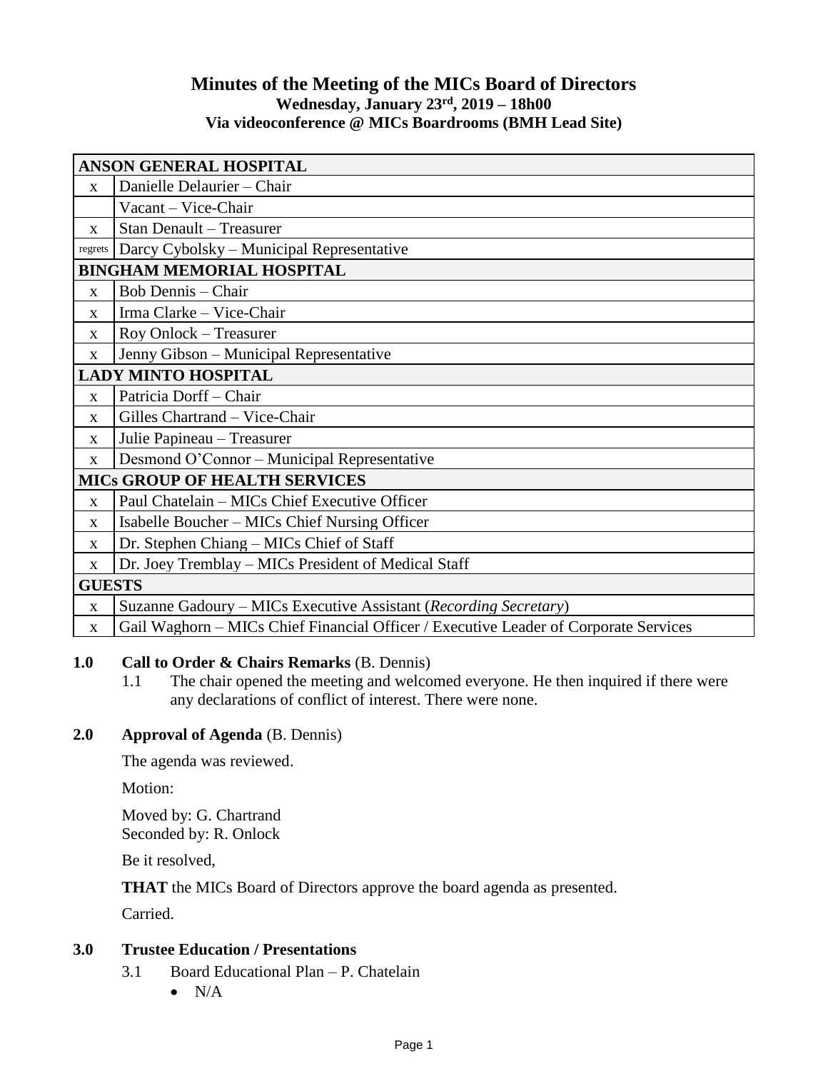# Minutes of the Meeting of the MICs Board of Directors

**Wednesday, January 23rd, 2019 – 18h00**
**Via videoconference @ MICs Boardrooms (BMH Lead Site)**

| | |
|---|---|
| **ANSON GENERAL HOSPITAL** | |
| x | Danielle Delaurier – Chair |
| | Vacant – Vice-Chair |
| x | Stan Denault – Treasurer |
| regrets | Darcy Cybolsky – Municipal Representative |
| **BINGHAM MEMORIAL HOSPITAL** | |
| x | Bob Dennis – Chair |
| x | Irma Clarke – Vice-Chair |
| x | Roy Onlock – Treasurer |
| x | Jenny Gibson – Municipal Representative |
| **LADY MINTO HOSPITAL** | |
| x | Patricia Dorff – Chair |
| x | Gilles Chartrand – Vice-Chair |
| x | Julie Papineau – Treasurer |
| x | Desmond O'Connor – Municipal Representative |
| **MICs GROUP OF HEALTH SERVICES** | |
| x | Paul Chatelain – MICs Chief Executive Officer |
| x | Isabelle Boucher – MICs Chief Nursing Officer |
| x | Dr. Stephen Chiang – MICs Chief of Staff |
| x | Dr. Joey Tremblay – MICs President of Medical Staff |
| **GUESTS** | |
| x | Suzanne Gadoury – MICs Executive Assistant (*Recording Secretary*) |
| x | Gail Waghorn – MICs Chief Financial Officer / Executive Leader of Corporate Services |

**1.0 Call to Order & Chairs Remarks** (B. Dennis)

1.1 The chair opened the meeting and welcomed everyone. He then inquired if there were any declarations of conflict of interest. There were none.

**2.0 Approval of Agenda** (B. Dennis)

The agenda was reviewed.

Motion:

Moved by: G. Chartrand
Seconded by: R. Onlock

Be it resolved,

**THAT** the MICs Board of Directors approve the board agenda as presented.

Carried.

**3.0 Trustee Education / Presentations**

3.1 Board Educational Plan – P. Chatelain

- N/A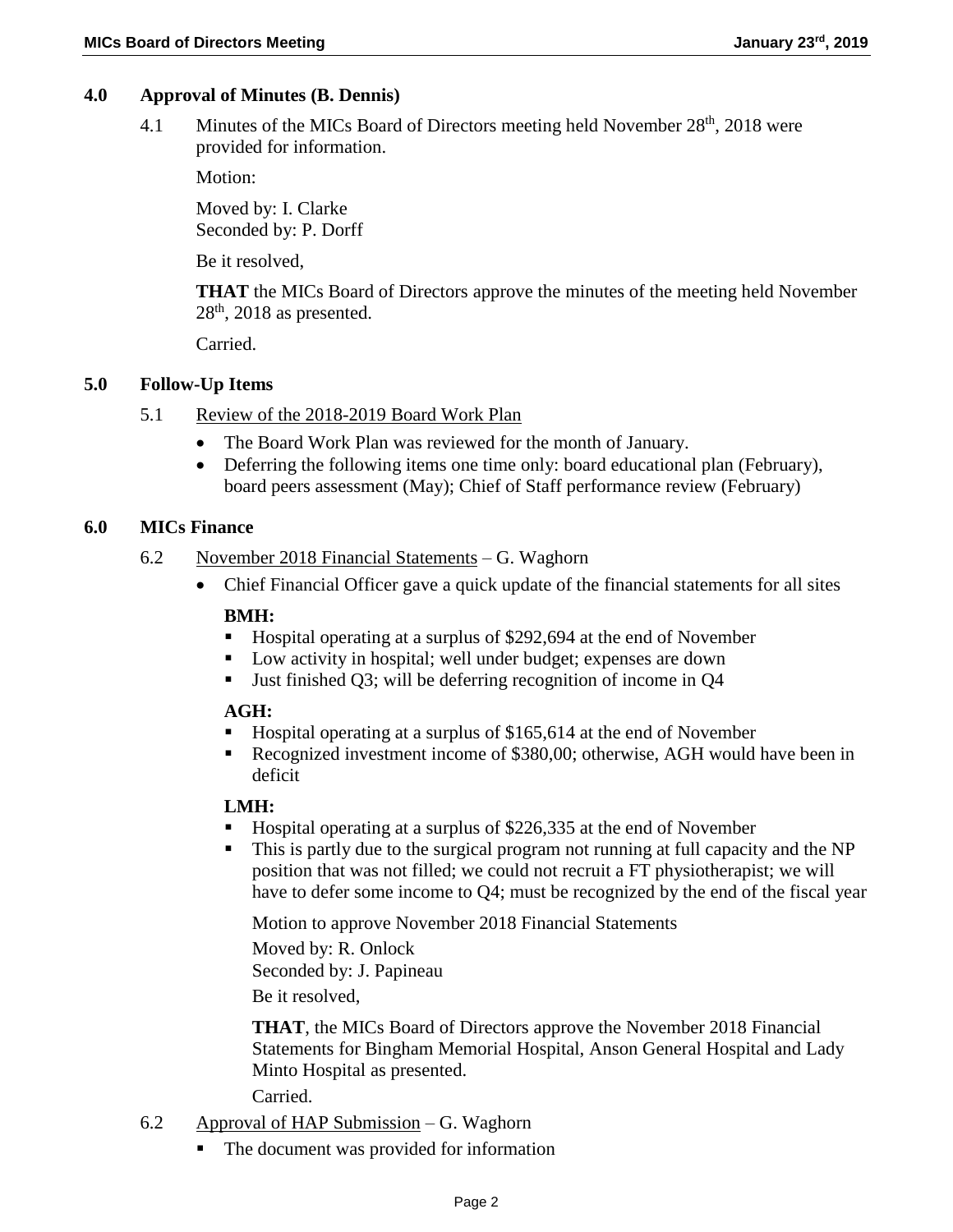## 4.0 Approval of Minutes (B. Dennis)

4.1 Minutes of the MICs Board of Directors meeting held November 28th, 2018 were provided for information.

Motion:

Moved by: I. Clarke
Seconded by: P. Dorff

Be it resolved,

**THAT** the MICs Board of Directors approve the minutes of the meeting held November 28th, 2018 as presented.

Carried.

## 5.0 Follow-Up Items

5.1 Review of the 2018-2019 Board Work Plan

- The Board Work Plan was reviewed for the month of January.
- Deferring the following items one time only: board educational plan (February), board peers assessment (May); Chief of Staff performance review (February)

## 6.0 MICs Finance

6.2 November 2018 Financial Statements – G. Waghorn

- Chief Financial Officer gave a quick update of the financial statements for all sites

**BMH:**

- Hospital operating at a surplus of $292,694 at the end of November
- Low activity in hospital; well under budget; expenses are down
- Just finished Q3; will be deferring recognition of income in Q4

**AGH:**

- Hospital operating at a surplus of $165,614 at the end of November
- Recognized investment income of $380,00; otherwise, AGH would have been in deficit

**LMH:**

- Hospital operating at a surplus of $226,335 at the end of November
- This is partly due to the surgical program not running at full capacity and the NP position that was not filled; we could not recruit a FT physiotherapist; we will have to defer some income to Q4; must be recognized by the end of the fiscal year

Motion to approve November 2018 Financial Statements

Moved by: R. Onlock

Seconded by: J. Papineau

Be it resolved,

**THAT**, the MICs Board of Directors approve the November 2018 Financial Statements for Bingham Memorial Hospital, Anson General Hospital and Lady Minto Hospital as presented.

Carried.

6.2 Approval of HAP Submission – G. Waghorn

- The document was provided for information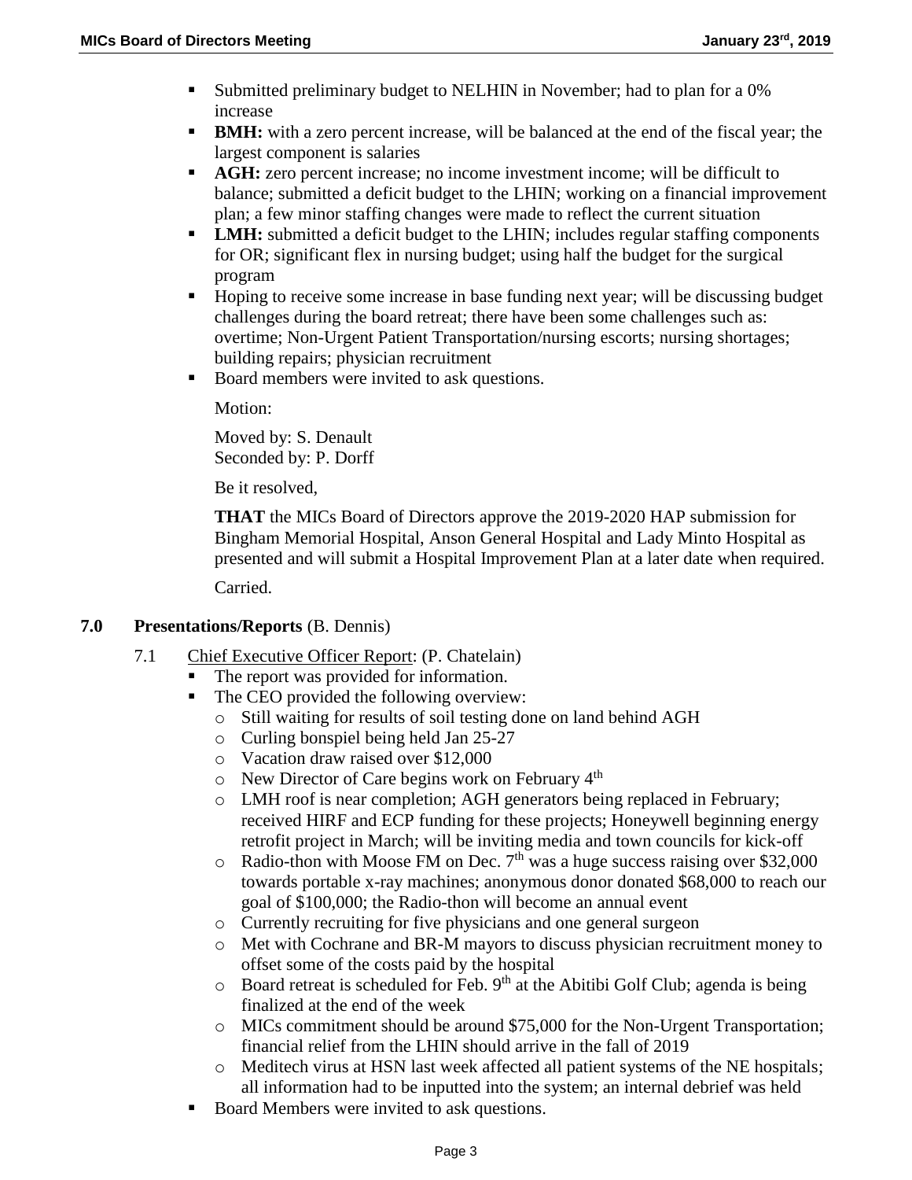- Submitted preliminary budget to NELHIN in November; had to plan for a 0% increase
- **BMH:** with a zero percent increase, will be balanced at the end of the fiscal year; the largest component is salaries
- **AGH:** zero percent increase; no income investment income; will be difficult to balance; submitted a deficit budget to the LHIN; working on a financial improvement plan; a few minor staffing changes were made to reflect the current situation
- **LMH:** submitted a deficit budget to the LHIN; includes regular staffing components for OR; significant flex in nursing budget; using half the budget for the surgical program
- Hoping to receive some increase in base funding next year; will be discussing budget challenges during the board retreat; there have been some challenges such as: overtime; Non-Urgent Patient Transportation/nursing escorts; nursing shortages; building repairs; physician recruitment
- Board members were invited to ask questions.

  Motion:

  Moved by: S. Denault  
  Seconded by: P. Dorff

  Be it resolved,

  **THAT** the MICs Board of Directors approve the 2019-2020 HAP submission for Bingham Memorial Hospital, Anson General Hospital and Lady Minto Hospital as presented and will submit a Hospital Improvement Plan at a later date when required.

  Carried.

## 7.0 Presentations/Reports (B. Dennis)

7.1 Chief Executive Officer Report: (P. Chatelain)

- The report was provided for information.
- The CEO provided the following overview:
  - Still waiting for results of soil testing done on land behind AGH
  - Curling bonspiel being held Jan 25-27
  - Vacation draw raised over $12,000
  - New Director of Care begins work on February 4th
  - LMH roof is near completion; AGH generators being replaced in February; received HIRF and ECP funding for these projects; Honeywell beginning energy retrofit project in March; will be inviting media and town councils for kick-off
  - Radio-thon with Moose FM on Dec. 7th was a huge success raising over $32,000 towards portable x-ray machines; anonymous donor donated $68,000 to reach our goal of $100,000; the Radio-thon will become an annual event
  - Currently recruiting for five physicians and one general surgeon
  - Met with Cochrane and BR-M mayors to discuss physician recruitment money to offset some of the costs paid by the hospital
  - Board retreat is scheduled for Feb. 9th at the Abitibi Golf Club; agenda is being finalized at the end of the week
  - MICs commitment should be around $75,000 for the Non-Urgent Transportation; financial relief from the LHIN should arrive in the fall of 2019
  - Meditech virus at HSN last week affected all patient systems of the NE hospitals; all information had to be inputted into the system; an internal debrief was held
- Board Members were invited to ask questions.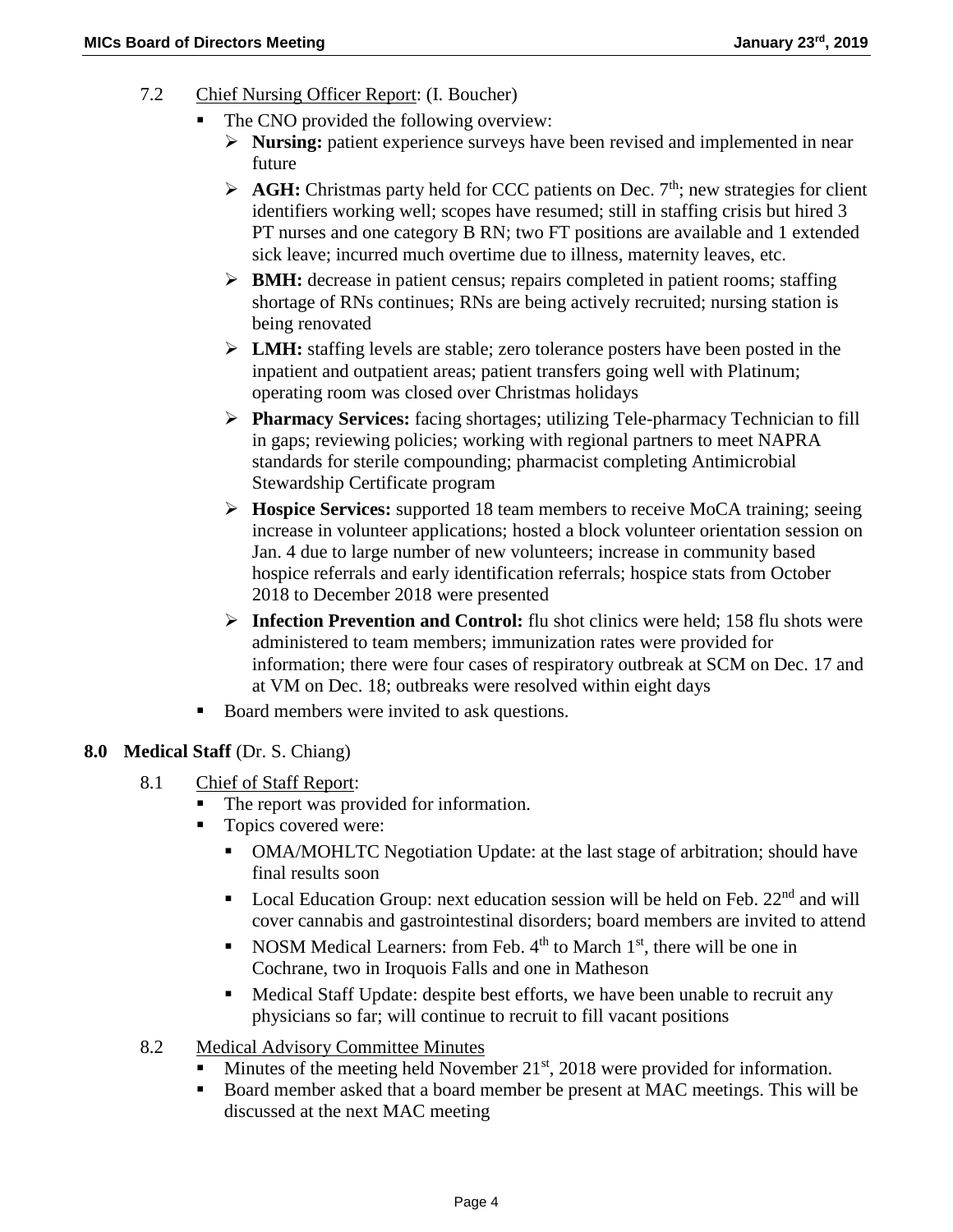7.2 Chief Nursing Officer Report: (I. Boucher)

- The CNO provided the following overview:
  - **Nursing:** patient experience surveys have been revised and implemented in near future
  - **AGH:** Christmas party held for CCC patients on Dec. 7th; new strategies for client identifiers working well; scopes have resumed; still in staffing crisis but hired 3 PT nurses and one category B RN; two FT positions are available and 1 extended sick leave; incurred much overtime due to illness, maternity leaves, etc.
  - **BMH:** decrease in patient census; repairs completed in patient rooms; staffing shortage of RNs continues; RNs are being actively recruited; nursing station is being renovated
  - **LMH:** staffing levels are stable; zero tolerance posters have been posted in the inpatient and outpatient areas; patient transfers going well with Platinum; operating room was closed over Christmas holidays
  - **Pharmacy Services:** facing shortages; utilizing Tele-pharmacy Technician to fill in gaps; reviewing policies; working with regional partners to meet NAPRA standards for sterile compounding; pharmacist completing Antimicrobial Stewardship Certificate program
  - **Hospice Services:** supported 18 team members to receive MoCA training; seeing increase in volunteer applications; hosted a block volunteer orientation session on Jan. 4 due to large number of new volunteers; increase in community based hospice referrals and early identification referrals; hospice stats from October 2018 to December 2018 were presented
  - **Infection Prevention and Control:** flu shot clinics were held; 158 flu shots were administered to team members; immunization rates were provided for information; there were four cases of respiratory outbreak at SCM on Dec. 17 and at VM on Dec. 18; outbreaks were resolved within eight days
- Board members were invited to ask questions.

## 8.0 Medical Staff (Dr. S. Chiang)

8.1 Chief of Staff Report:

- The report was provided for information.
- Topics covered were:
  - OMA/MOHLTC Negotiation Update: at the last stage of arbitration; should have final results soon
  - Local Education Group: next education session will be held on Feb. 22nd and will cover cannabis and gastrointestinal disorders; board members are invited to attend
  - NOSM Medical Learners: from Feb. 4th to March 1st, there will be one in Cochrane, two in Iroquois Falls and one in Matheson
  - Medical Staff Update: despite best efforts, we have been unable to recruit any physicians so far; will continue to recruit to fill vacant positions

8.2 Medical Advisory Committee Minutes

- Minutes of the meeting held November 21st, 2018 were provided for information.
- Board member asked that a board member be present at MAC meetings. This will be discussed at the next MAC meeting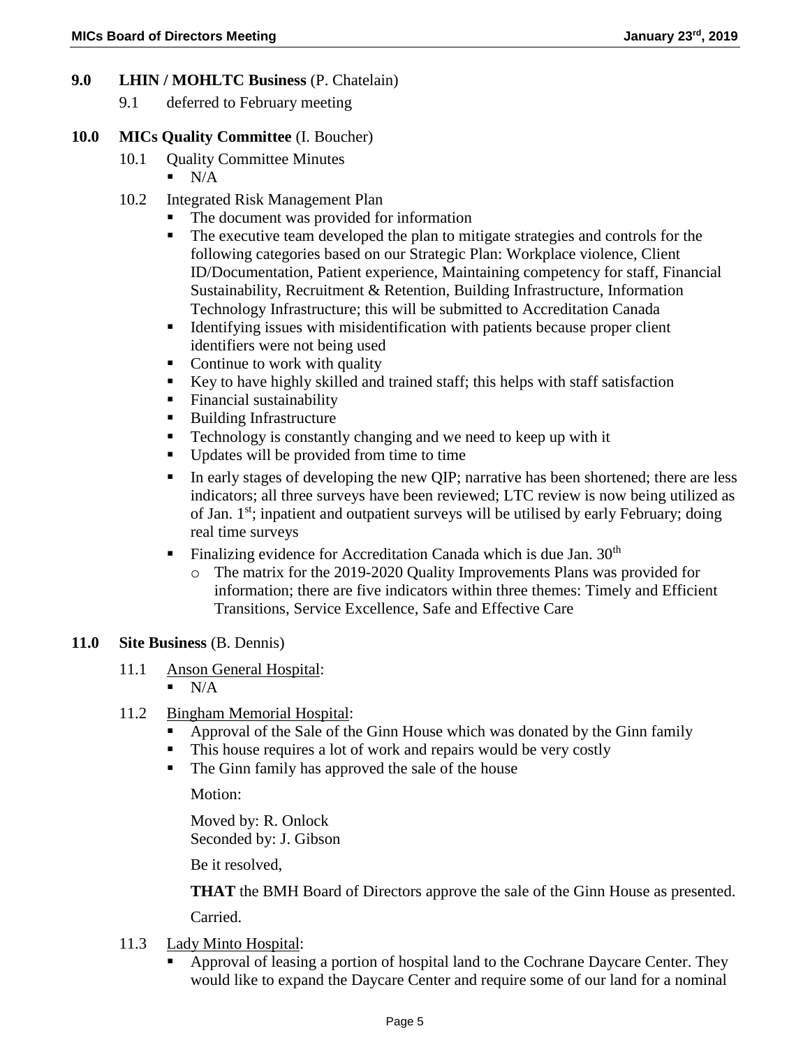## 9.0 LHIN / MOHLTC Business (P. Chatelain)

9.1 deferred to February meeting

## 10.0 MICs Quality Committee (I. Boucher)

10.1 Quality Committee Minutes

- N/A

10.2 Integrated Risk Management Plan

- The document was provided for information
- The executive team developed the plan to mitigate strategies and controls for the following categories based on our Strategic Plan: Workplace violence, Client ID/Documentation, Patient experience, Maintaining competency for staff, Financial Sustainability, Recruitment & Retention, Building Infrastructure, Information Technology Infrastructure; this will be submitted to Accreditation Canada
- Identifying issues with misidentification with patients because proper client identifiers were not being used
- Continue to work with quality
- Key to have highly skilled and trained staff; this helps with staff satisfaction
- Financial sustainability
- Building Infrastructure
- Technology is constantly changing and we need to keep up with it
- Updates will be provided from time to time
- In early stages of developing the new QIP; narrative has been shortened; there are less indicators; all three surveys have been reviewed; LTC review is now being utilized as of Jan. 1st; inpatient and outpatient surveys will be utilised by early February; doing real time surveys
- Finalizing evidence for Accreditation Canada which is due Jan. 30th
  - The matrix for the 2019-2020 Quality Improvements Plans was provided for information; there are five indicators within three themes: Timely and Efficient Transitions, Service Excellence, Safe and Effective Care

## 11.0 Site Business (B. Dennis)

11.1 Anson General Hospital:

- N/A

11.2 Bingham Memorial Hospital:

- Approval of the Sale of the Ginn House which was donated by the Ginn family
- This house requires a lot of work and repairs would be very costly
- The Ginn family has approved the sale of the house

Motion:

Moved by: R. Onlock
Seconded by: J. Gibson

Be it resolved,

**THAT** the BMH Board of Directors approve the sale of the Ginn House as presented.

Carried.

11.3 Lady Minto Hospital:

- Approval of leasing a portion of hospital land to the Cochrane Daycare Center. They would like to expand the Daycare Center and require some of our land for a nominal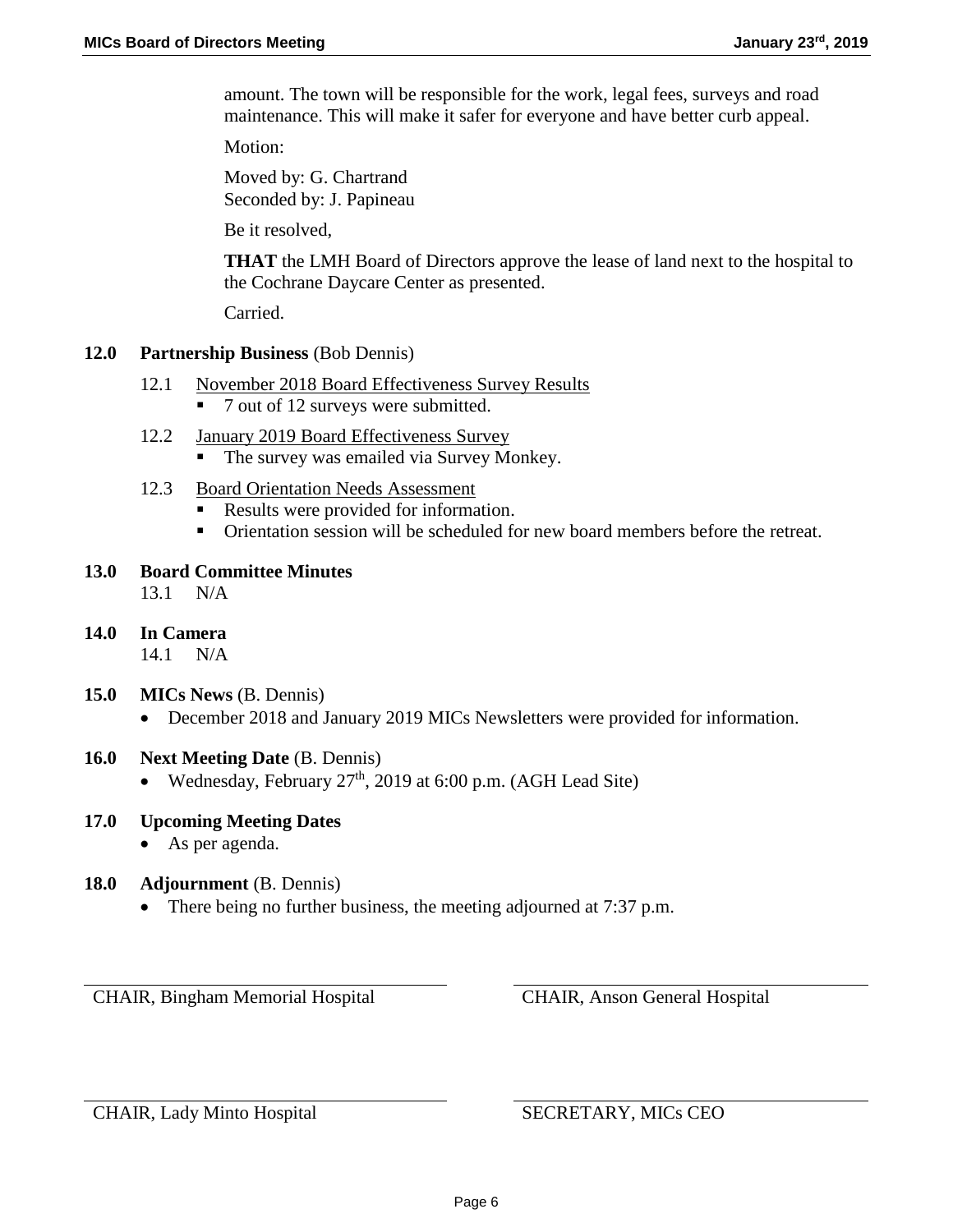amount. The town will be responsible for the work, legal fees, surveys and road maintenance. This will make it safer for everyone and have better curb appeal.

Motion:

Moved by: G. Chartrand
Seconded by: J. Papineau

Be it resolved,

**THAT** the LMH Board of Directors approve the lease of land next to the hospital to the Cochrane Daycare Center as presented.

Carried.

**12.0 Partnership Business** (Bob Dennis)

12.1 November 2018 Board Effectiveness Survey Results

- 7 out of 12 surveys were submitted.

12.2 January 2019 Board Effectiveness Survey

- The survey was emailed via Survey Monkey.

12.3 Board Orientation Needs Assessment

- Results were provided for information.
- Orientation session will be scheduled for new board members before the retreat.

**13.0 Board Committee Minutes**

13.1 N/A

**14.0 In Camera**

14.1 N/A

**15.0 MICs News** (B. Dennis)

- December 2018 and January 2019 MICs Newsletters were provided for information.

**16.0 Next Meeting Date** (B. Dennis)

- Wednesday, February 27th, 2019 at 6:00 p.m. (AGH Lead Site)

**17.0 Upcoming Meeting Dates**

- As per agenda.

**18.0 Adjournment** (B. Dennis)

- There being no further business, the meeting adjourned at 7:37 p.m.

CHAIR, Bingham Memorial Hospital

CHAIR, Anson General Hospital

CHAIR, Lady Minto Hospital

SECRETARY, MICs CEO